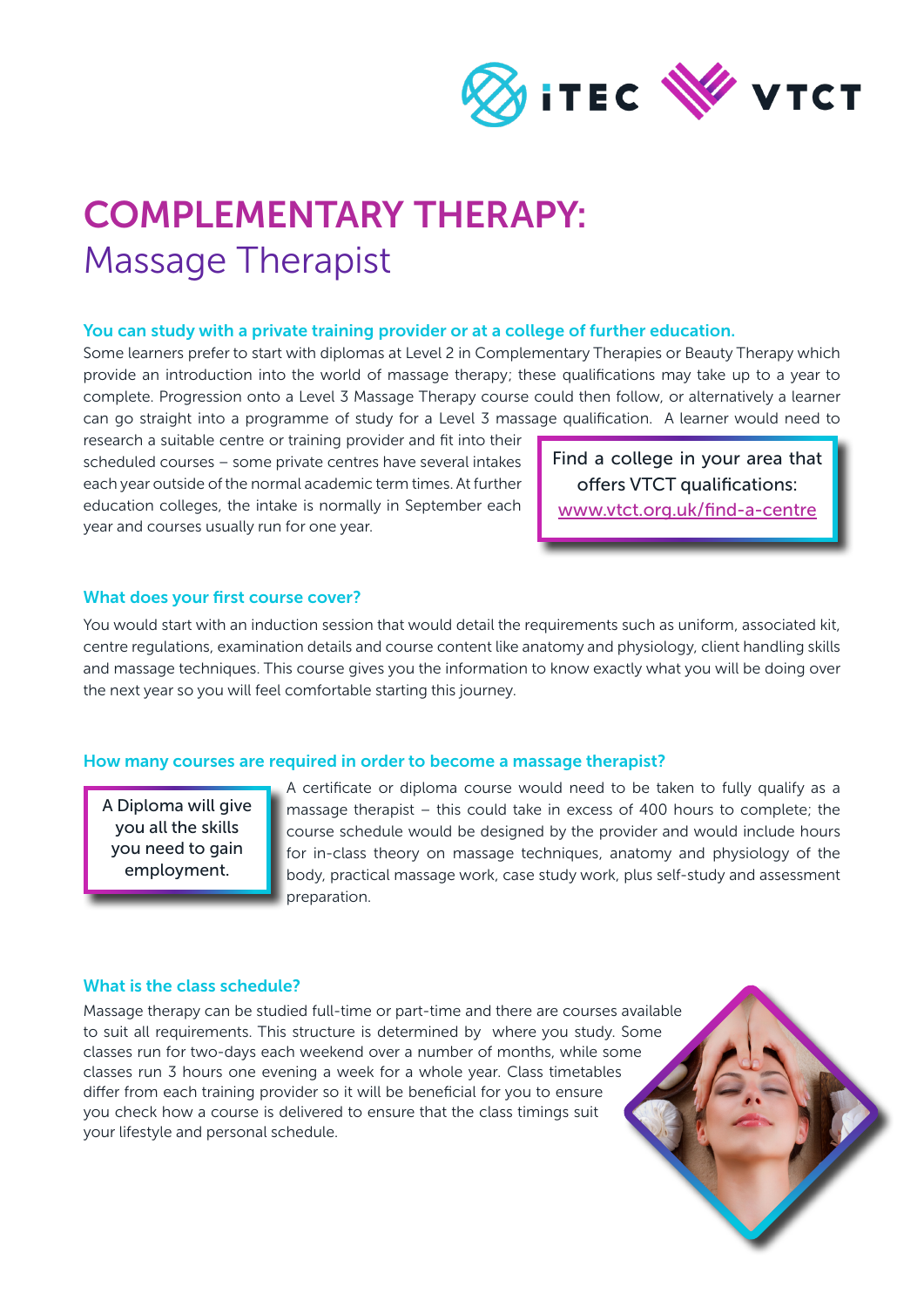# COMPLEMENTARY THERAPY:
## Massage Therapist

### You can study with a private training provider or at a college of further education.

Some learners prefer to start with diplomas at Level 2 in Complementary Therapies or Beauty Therapy which provide an introduction into the world of massage therapy; these qualifications may take up to a year to complete. Progression onto a Level 3 Massage Therapy course could then follow, or alternatively a learner can go straight into a programme of study for a Level 3 massage qualification. A learner would need to research a suitable centre or training provider and fit into their scheduled courses – some private centres have several intakes each year outside of the normal academic term times. At further education colleges, the intake is normally in September each year and courses usually run for one year.

> Find a college in your area that offers VTCT qualifications: [www.vtct.org.uk/find-a-centre](http://www.vtct.org.uk/find-a-centre)

### What does your first course cover?

You would start with an induction session that would detail the requirements such as uniform, associated kit, centre regulations, examination details and course content like anatomy and physiology, client handling skills and massage techniques. This course gives you the information to know exactly what you will be doing over the next year so you will feel comfortable starting this journey.

### How many courses are required in order to become a massage therapist?

> A Diploma will give you all the skills you need to gain employment.

A certificate or diploma course would need to be taken to fully qualify as a massage therapist – this could take in excess of 400 hours to complete; the course schedule would be designed by the provider and would include hours for in-class theory on massage techniques, anatomy and physiology of the body, practical massage work, case study work, plus self-study and assessment preparation.

### What is the class schedule?

Massage therapy can be studied full-time or part-time and there are courses available to suit all requirements. This structure is determined by where you study. Some classes run for two-days each weekend over a number of months, while some classes run 3 hours one evening a week for a whole year. Class timetables differ from each training provider so it will be beneficial for you to ensure you check how a course is delivered to ensure that the class timings suit your lifestyle and personal schedule.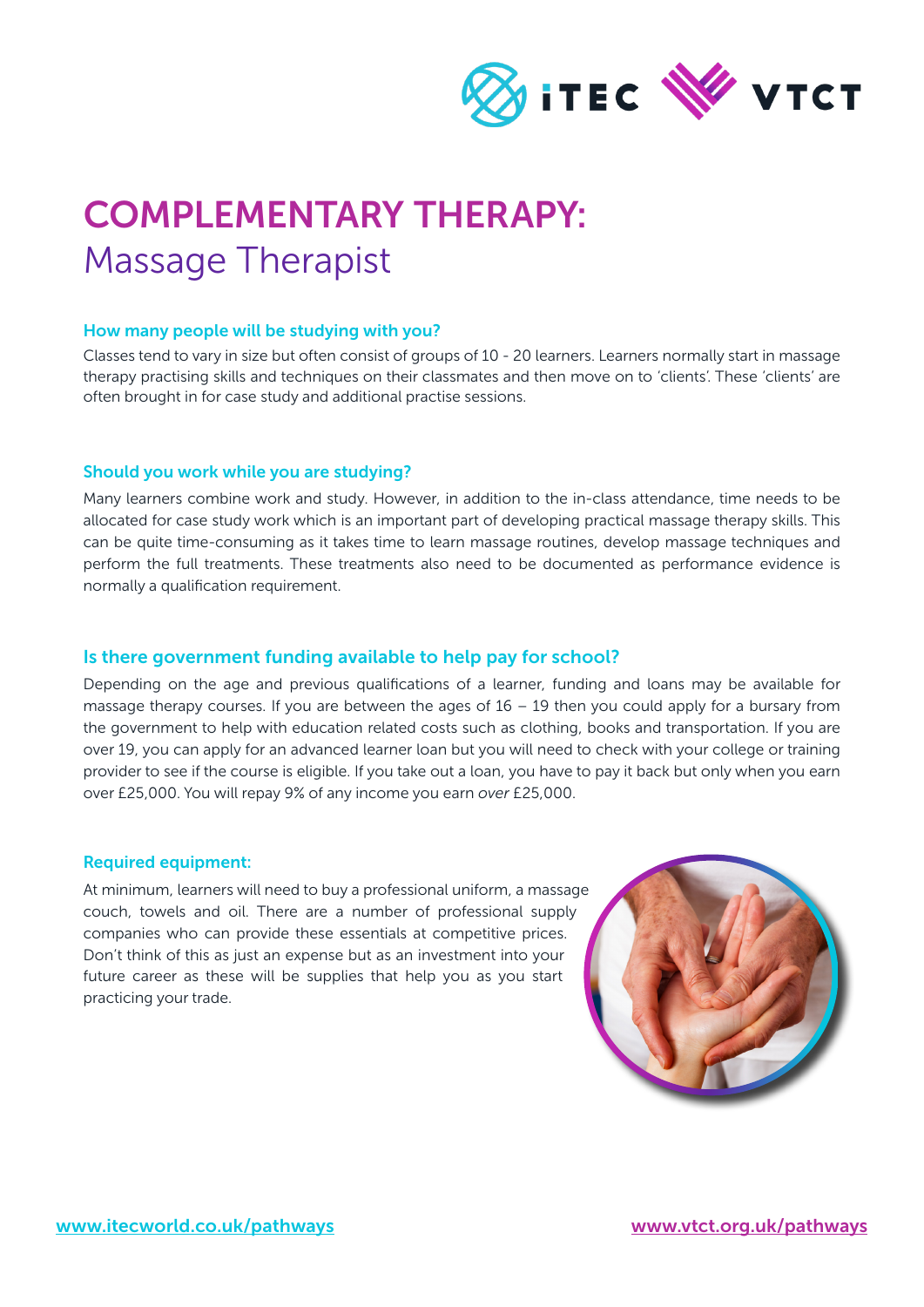# COMPLEMENTARY THERAPY:

## Massage Therapist

### How many people will be studying with you?

Classes tend to vary in size but often consist of groups of 10 - 20 learners. Learners normally start in massage therapy practising skills and techniques on their classmates and then move on to 'clients'. These 'clients' are often brought in for case study and additional practise sessions.

### Should you work while you are studying?

Many learners combine work and study. However, in addition to the in-class attendance, time needs to be allocated for case study work which is an important part of developing practical massage therapy skills. This can be quite time-consuming as it takes time to learn massage routines, develop massage techniques and perform the full treatments. These treatments also need to be documented as performance evidence is normally a qualification requirement.

### Is there government funding available to help pay for school?

Depending on the age and previous qualifications of a learner, funding and loans may be available for massage therapy courses. If you are between the ages of 16 – 19 then you could apply for a bursary from the government to help with education related costs such as clothing, books and transportation. If you are over 19, you can apply for an advanced learner loan but you will need to check with your college or training provider to see if the course is eligible. If you take out a loan, you have to pay it back but only when you earn over £25,000. You will repay 9% of any income you earn *over* £25,000.

### Required equipment:

At minimum, learners will need to buy a professional uniform, a massage couch, towels and oil. There are a number of professional supply companies who can provide these essentials at competitive prices. Don't think of this as just an expense but as an investment into your future career as these will be supplies that help you as you start practicing your trade.

www.itecworld.co.uk/pathways

www.vtct.org.uk/pathways